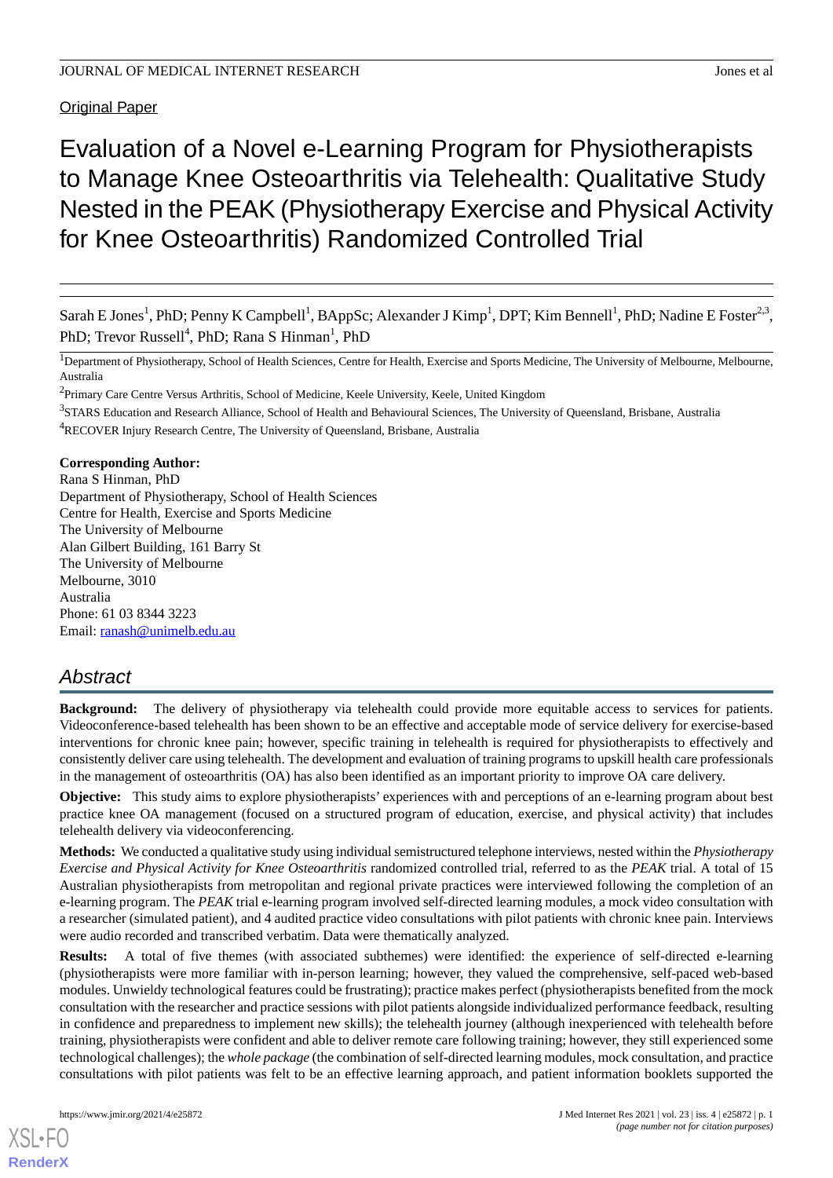Original Paper

# Evaluation of a Novel e-Learning Program for Physiotherapists to Manage Knee Osteoarthritis via Telehealth: Qualitative Study Nested in the PEAK (Physiotherapy Exercise and Physical Activity for Knee Osteoarthritis) Randomized Controlled Trial

Sarah E Jones[1], PhD; Penny K Campbell[1], BAppSc; Alexander J Kimp[1], DPT; Kim Bennell[1], PhD; Nadine E Foster[2,3], PhD; Trevor Russell[4], PhD; Rana S Hinman[1], PhD

[1]Department of Physiotherapy, School of Health Sciences, Centre for Health, Exercise and Sports Medicine, The University of Melbourne, Melbourne, Australia

[2]Primary Care Centre Versus Arthritis, School of Medicine, Keele University, Keele, United Kingdom

[3]STARS Education and Research Alliance, School of Health and Behavioural Sciences, The University of Queensland, Brisbane, Australia

[4]RECOVER Injury Research Centre, The University of Queensland, Brisbane, Australia

**Corresponding Author:**
Rana S Hinman, PhD
Department of Physiotherapy, School of Health Sciences
Centre for Health, Exercise and Sports Medicine
The University of Melbourne
Alan Gilbert Building, 161 Barry St
The University of Melbourne
Melbourne, 3010
Australia
Phone: 61 03 8344 3223
Email: ranash@unimelb.edu.au

## Abstract

**Background:** The delivery of physiotherapy via telehealth could provide more equitable access to services for patients. Videoconference-based telehealth has been shown to be an effective and acceptable mode of service delivery for exercise-based interventions for chronic knee pain; however, specific training in telehealth is required for physiotherapists to effectively and consistently deliver care using telehealth. The development and evaluation of training programs to upskill health care professionals in the management of osteoarthritis (OA) has also been identified as an important priority to improve OA care delivery.

**Objective:** This study aims to explore physiotherapists' experiences with and perceptions of an e-learning program about best practice knee OA management (focused on a structured program of education, exercise, and physical activity) that includes telehealth delivery via videoconferencing.

**Methods:** We conducted a qualitative study using individual semistructured telephone interviews, nested within the *Physiotherapy Exercise and Physical Activity for Knee Osteoarthritis* randomized controlled trial, referred to as the *PEAK* trial. A total of 15 Australian physiotherapists from metropolitan and regional private practices were interviewed following the completion of an e-learning program. The *PEAK* trial e-learning program involved self-directed learning modules, a mock video consultation with a researcher (simulated patient), and 4 audited practice video consultations with pilot patients with chronic knee pain. Interviews were audio recorded and transcribed verbatim. Data were thematically analyzed.

**Results:** A total of five themes (with associated subthemes) were identified: the experience of self-directed e-learning (physiotherapists were more familiar with in-person learning; however, they valued the comprehensive, self-paced web-based modules. Unwieldy technological features could be frustrating); practice makes perfect (physiotherapists benefited from the mock consultation with the researcher and practice sessions with pilot patients alongside individualized performance feedback, resulting in confidence and preparedness to implement new skills); the telehealth journey (although inexperienced with telehealth before training, physiotherapists were confident and able to deliver remote care following training; however, they still experienced some technological challenges); the *whole package* (the combination of self-directed learning modules, mock consultation, and practice consultations with pilot patients was felt to be an effective learning approach, and patient information booklets supported the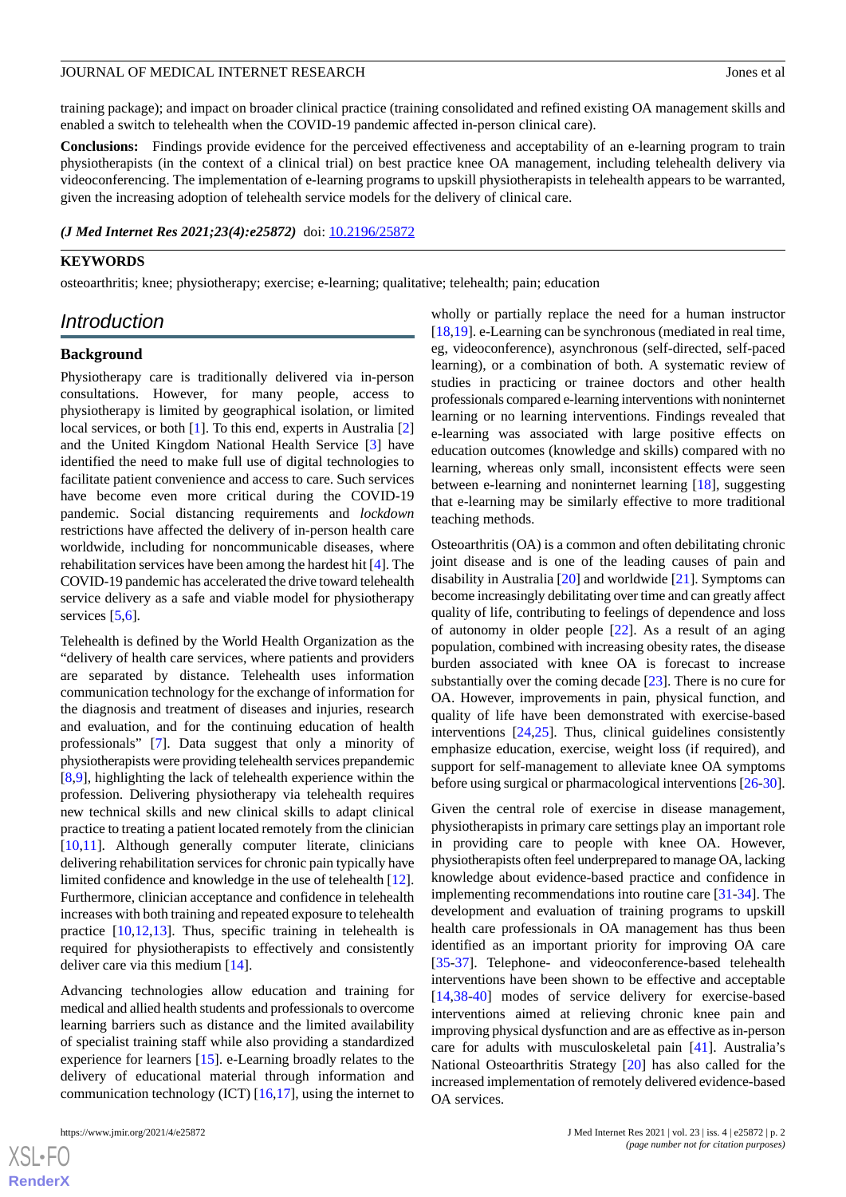training package); and impact on broader clinical practice (training consolidated and refined existing OA management skills and enabled a switch to telehealth when the COVID-19 pandemic affected in-person clinical care).

**Conclusions:** Findings provide evidence for the perceived effectiveness and acceptability of an e-learning program to train physiotherapists (in the context of a clinical trial) on best practice knee OA management, including telehealth delivery via videoconferencing. The implementation of e-learning programs to upskill physiotherapists in telehealth appears to be warranted, given the increasing adoption of telehealth service models for the delivery of clinical care.

***(J Med Internet Res 2021;23(4):e25872)*** doi: 10.2196/25872

**KEYWORDS**

osteoarthritis; knee; physiotherapy; exercise; e-learning; qualitative; telehealth; pain; education

## Introduction

### Background

Physiotherapy care is traditionally delivered via in-person consultations. However, for many people, access to physiotherapy is limited by geographical isolation, or limited local services, or both [1]. To this end, experts in Australia [2] and the United Kingdom National Health Service [3] have identified the need to make full use of digital technologies to facilitate patient convenience and access to care. Such services have become even more critical during the COVID-19 pandemic. Social distancing requirements and *lockdown* restrictions have affected the delivery of in-person health care worldwide, including for noncommunicable diseases, where rehabilitation services have been among the hardest hit [4]. The COVID-19 pandemic has accelerated the drive toward telehealth service delivery as a safe and viable model for physiotherapy services [5,6].

Telehealth is defined by the World Health Organization as the "delivery of health care services, where patients and providers are separated by distance. Telehealth uses information communication technology for the exchange of information for the diagnosis and treatment of diseases and injuries, research and evaluation, and for the continuing education of health professionals" [7]. Data suggest that only a minority of physiotherapists were providing telehealth services prepandemic [8,9], highlighting the lack of telehealth experience within the profession. Delivering physiotherapy via telehealth requires new technical skills and new clinical skills to adapt clinical practice to treating a patient located remotely from the clinician [10,11]. Although generally computer literate, clinicians delivering rehabilitation services for chronic pain typically have limited confidence and knowledge in the use of telehealth [12]. Furthermore, clinician acceptance and confidence in telehealth increases with both training and repeated exposure to telehealth practice [10,12,13]. Thus, specific training in telehealth is required for physiotherapists to effectively and consistently deliver care via this medium [14].

Advancing technologies allow education and training for medical and allied health students and professionals to overcome learning barriers such as distance and the limited availability of specialist training staff while also providing a standardized experience for learners [15]. e-Learning broadly relates to the delivery of educational material through information and communication technology (ICT) [16,17], using the internet to wholly or partially replace the need for a human instructor [18,19]. e-Learning can be synchronous (mediated in real time, eg, videoconference), asynchronous (self-directed, self-paced learning), or a combination of both. A systematic review of studies in practicing or trainee doctors and other health professionals compared e-learning interventions with noninternet learning or no learning interventions. Findings revealed that e-learning was associated with large positive effects on education outcomes (knowledge and skills) compared with no learning, whereas only small, inconsistent effects were seen between e-learning and noninternet learning [18], suggesting that e-learning may be similarly effective to more traditional teaching methods.

Osteoarthritis (OA) is a common and often debilitating chronic joint disease and is one of the leading causes of pain and disability in Australia [20] and worldwide [21]. Symptoms can become increasingly debilitating over time and can greatly affect quality of life, contributing to feelings of dependence and loss of autonomy in older people [22]. As a result of an aging population, combined with increasing obesity rates, the disease burden associated with knee OA is forecast to increase substantially over the coming decade [23]. There is no cure for OA. However, improvements in pain, physical function, and quality of life have been demonstrated with exercise-based interventions [24,25]. Thus, clinical guidelines consistently emphasize education, exercise, weight loss (if required), and support for self-management to alleviate knee OA symptoms before using surgical or pharmacological interventions [26-30].

Given the central role of exercise in disease management, physiotherapists in primary care settings play an important role in providing care to people with knee OA. However, physiotherapists often feel underprepared to manage OA, lacking knowledge about evidence-based practice and confidence in implementing recommendations into routine care [31-34]. The development and evaluation of training programs to upskill health care professionals in OA management has thus been identified as an important priority for improving OA care [35-37]. Telephone- and videoconference-based telehealth interventions have been shown to be effective and acceptable [14,38-40] modes of service delivery for exercise-based interventions aimed at relieving chronic knee pain and improving physical dysfunction and are as effective as in-person care for adults with musculoskeletal pain [41]. Australia's National Osteoarthritis Strategy [20] has also called for the increased implementation of remotely delivered evidence-based OA services.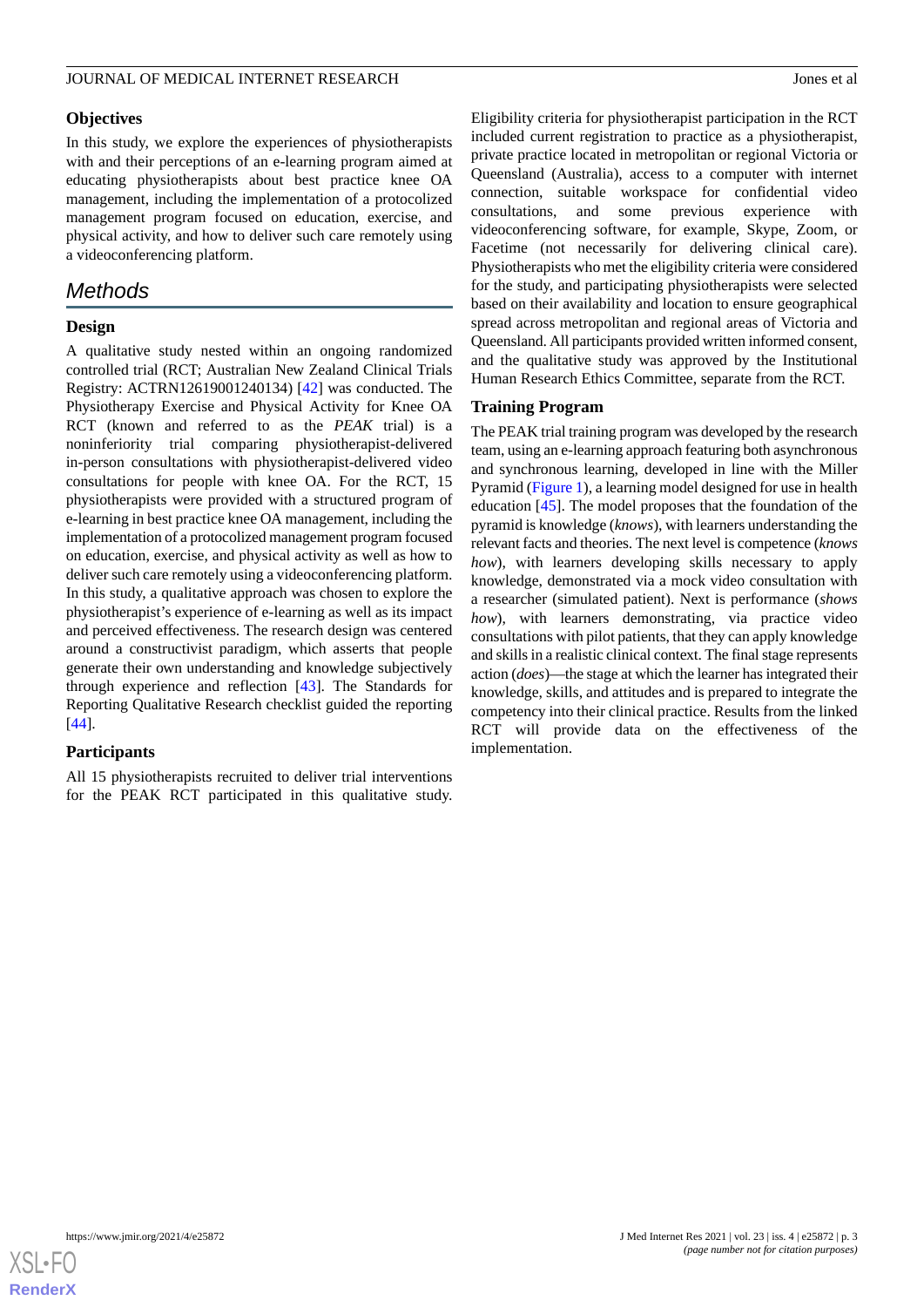### Objectives

In this study, we explore the experiences of physiotherapists with and their perceptions of an e-learning program aimed at educating physiotherapists about best practice knee OA management, including the implementation of a protocolized management program focused on education, exercise, and physical activity, and how to deliver such care remotely using a videoconferencing platform.

## Methods

### Design

A qualitative study nested within an ongoing randomized controlled trial (RCT; Australian New Zealand Clinical Trials Registry: ACTRN12619001240134) [42] was conducted. The Physiotherapy Exercise and Physical Activity for Knee OA RCT (known and referred to as the *PEAK* trial) is a noninferiority trial comparing physiotherapist-delivered in-person consultations with physiotherapist-delivered video consultations for people with knee OA. For the RCT, 15 physiotherapists were provided with a structured program of e-learning in best practice knee OA management, including the implementation of a protocolized management program focused on education, exercise, and physical activity as well as how to deliver such care remotely using a videoconferencing platform. In this study, a qualitative approach was chosen to explore the physiotherapist's experience of e-learning as well as its impact and perceived effectiveness. The research design was centered around a constructivist paradigm, which asserts that people generate their own understanding and knowledge subjectively through experience and reflection [43]. The Standards for Reporting Qualitative Research checklist guided the reporting [44].

### Participants

All 15 physiotherapists recruited to deliver trial interventions for the PEAK RCT participated in this qualitative study. Eligibility criteria for physiotherapist participation in the RCT included current registration to practice as a physiotherapist, private practice located in metropolitan or regional Victoria or Queensland (Australia), access to a computer with internet connection, suitable workspace for confidential video consultations, and some previous experience with videoconferencing software, for example, Skype, Zoom, or Facetime (not necessarily for delivering clinical care). Physiotherapists who met the eligibility criteria were considered for the study, and participating physiotherapists were selected based on their availability and location to ensure geographical spread across metropolitan and regional areas of Victoria and Queensland. All participants provided written informed consent, and the qualitative study was approved by the Institutional Human Research Ethics Committee, separate from the RCT.

### Training Program

The PEAK trial training program was developed by the research team, using an e-learning approach featuring both asynchronous and synchronous learning, developed in line with the Miller Pyramid (Figure 1), a learning model designed for use in health education [45]. The model proposes that the foundation of the pyramid is knowledge (*knows*), with learners understanding the relevant facts and theories. The next level is competence (*knows how*), with learners developing skills necessary to apply knowledge, demonstrated via a mock video consultation with a researcher (simulated patient). Next is performance (*shows how*), with learners demonstrating, via practice video consultations with pilot patients, that they can apply knowledge and skills in a realistic clinical context. The final stage represents action (*does*)—the stage at which the learner has integrated their knowledge, skills, and attitudes and is prepared to integrate the competency into their clinical practice. Results from the linked RCT will provide data on the effectiveness of the implementation.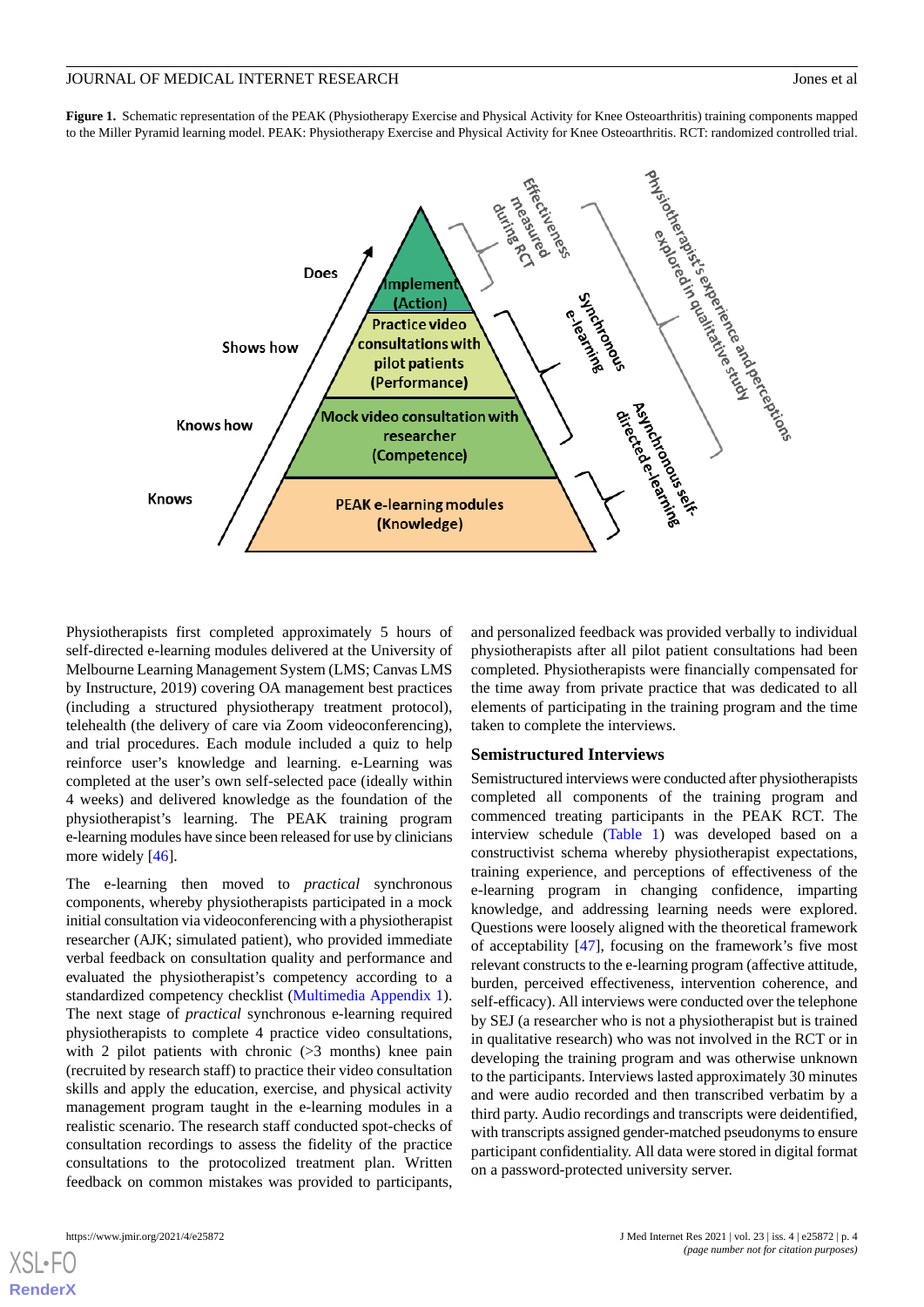**Figure 1.** Schematic representation of the PEAK (Physiotherapy Exercise and Physical Activity for Knee Osteoarthritis) training components mapped to the Miller Pyramid learning model. PEAK: Physiotherapy Exercise and Physical Activity for Knee Osteoarthritis. RCT: randomized controlled trial.

Physiotherapists first completed approximately 5 hours of self-directed e-learning modules delivered at the University of Melbourne Learning Management System (LMS; Canvas LMS by Instructure, 2019) covering OA management best practices (including a structured physiotherapy treatment protocol), telehealth (the delivery of care via Zoom videoconferencing), and trial procedures. Each module included a quiz to help reinforce user's knowledge and learning. e-Learning was completed at the user's own self-selected pace (ideally within 4 weeks) and delivered knowledge as the foundation of the physiotherapist's learning. The PEAK training program e-learning modules have since been released for use by clinicians more widely [46].

The e-learning then moved to *practical* synchronous components, whereby physiotherapists participated in a mock initial consultation via videoconferencing with a physiotherapist researcher (AJK; simulated patient), who provided immediate verbal feedback on consultation quality and performance and evaluated the physiotherapist's competency according to a standardized competency checklist (Multimedia Appendix 1). The next stage of *practical* synchronous e-learning required physiotherapists to complete 4 practice video consultations, with 2 pilot patients with chronic (>3 months) knee pain (recruited by research staff) to practice their video consultation skills and apply the education, exercise, and physical activity management program taught in the e-learning modules in a realistic scenario. The research staff conducted spot-checks of consultation recordings to assess the fidelity of the practice consultations to the protocolized treatment plan. Written feedback on common mistakes was provided to participants, and personalized feedback was provided verbally to individual physiotherapists after all pilot patient consultations had been completed. Physiotherapists were financially compensated for the time away from private practice that was dedicated to all elements of participating in the training program and the time taken to complete the interviews.

### Semistructured Interviews

Semistructured interviews were conducted after physiotherapists completed all components of the training program and commenced treating participants in the PEAK RCT. The interview schedule (Table 1) was developed based on a constructivist schema whereby physiotherapist expectations, training experience, and perceptions of effectiveness of the e-learning program in changing confidence, imparting knowledge, and addressing learning needs were explored. Questions were loosely aligned with the theoretical framework of acceptability [47], focusing on the framework's five most relevant constructs to the e-learning program (affective attitude, burden, perceived effectiveness, intervention coherence, and self-efficacy). All interviews were conducted over the telephone by SEJ (a researcher who is not a physiotherapist but is trained in qualitative research) who was not involved in the RCT or in developing the training program and was otherwise unknown to the participants. Interviews lasted approximately 30 minutes and were audio recorded and then transcribed verbatim by a third party. Audio recordings and transcripts were deidentified, with transcripts assigned gender-matched pseudonyms to ensure participant confidentiality. All data were stored in digital format on a password-protected university server.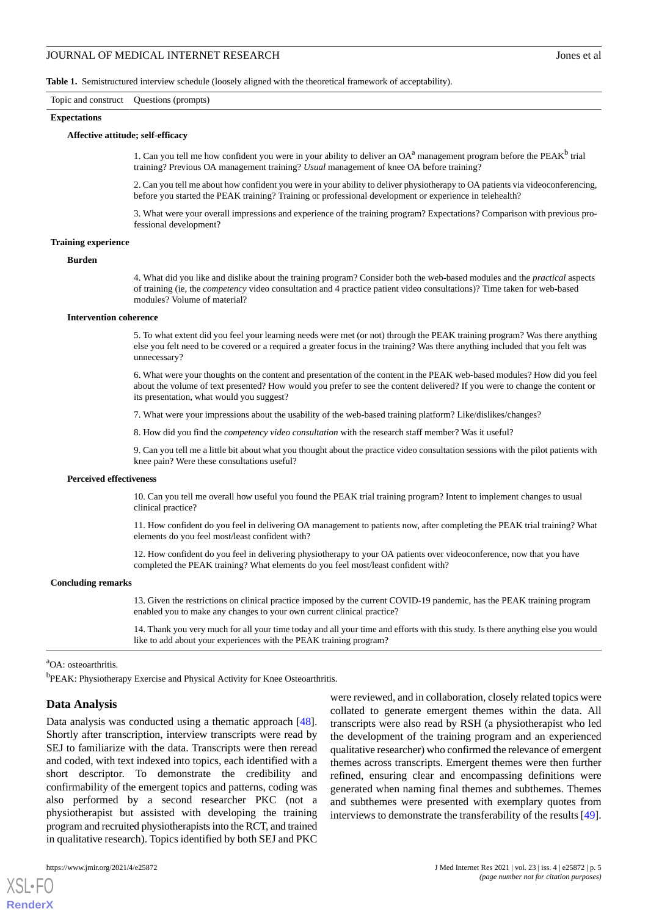**Table 1.** Semistructured interview schedule (loosely aligned with the theoretical framework of acceptability).

| Topic and construct | Questions (prompts) |
|---|---|
| **Expectations** | |
| **Affective attitude; self-efficacy** | |
| | 1. Can you tell me how confident you were in your ability to deliver an OA[a] management program before the PEAK[b] trial training? Previous OA management training? *Usual* management of knee OA before training? |
| | 2. Can you tell me about how confident you were in your ability to deliver physiotherapy to OA patients via videoconferencing, before you started the PEAK training? Training or professional development or experience in telehealth? |
| | 3. What were your overall impressions and experience of the training program? Expectations? Comparison with previous professional development? |
| **Training experience** | |
| **Burden** | |
| | 4. What did you like and dislike about the training program? Consider both the web-based modules and the *practical* aspects of training (ie, the *competency* video consultation and 4 practice patient video consultations)? Time taken for web-based modules? Volume of material? |
| **Intervention coherence** | |
| | 5. To what extent did you feel your learning needs were met (or not) through the PEAK training program? Was there anything else you felt need to be covered or a required a greater focus in the training? Was there anything included that you felt was unnecessary? |
| | 6. What were your thoughts on the content and presentation of the content in the PEAK web-based modules? How did you feel about the volume of text presented? How would you prefer to see the content delivered? If you were to change the content or its presentation, what would you suggest? |
| | 7. What were your impressions about the usability of the web-based training platform? Like/dislikes/changes? |
| | 8. How did you find the *competency video consultation* with the research staff member? Was it useful? |
| | 9. Can you tell me a little bit about what you thought about the practice video consultation sessions with the pilot patients with knee pain? Were these consultations useful? |
| **Perceived effectiveness** | |
| | 10. Can you tell me overall how useful you found the PEAK trial training program? Intent to implement changes to usual clinical practice? |
| | 11. How confident do you feel in delivering OA management to patients now, after completing the PEAK trial training? What elements do you feel most/least confident with? |
| | 12. How confident do you feel in delivering physiotherapy to your OA patients over videoconference, now that you have completed the PEAK training? What elements do you feel most/least confident with? |
| **Concluding remarks** | |
| | 13. Given the restrictions on clinical practice imposed by the current COVID-19 pandemic, has the PEAK training program enabled you to make any changes to your own current clinical practice? |
| | 14. Thank you very much for all your time today and all your time and efforts with this study. Is there anything else you would like to add about your experiences with the PEAK training program? |

[a]OA: osteoarthritis.

[b]PEAK: Physiotherapy Exercise and Physical Activity for Knee Osteoarthritis.

## Data Analysis

Data analysis was conducted using a thematic approach [48]. Shortly after transcription, interview transcripts were read by SEJ to familiarize with the data. Transcripts were then reread and coded, with text indexed into topics, each identified with a short descriptor. To demonstrate the credibility and confirmability of the emergent topics and patterns, coding was also performed by a second researcher PKC (not a physiotherapist but assisted with developing the training program and recruited physiotherapists into the RCT, and trained in qualitative research). Topics identified by both SEJ and PKC were reviewed, and in collaboration, closely related topics were collated to generate emergent themes within the data. All transcripts were also read by RSH (a physiotherapist who led the development of the training program and an experienced qualitative researcher) who confirmed the relevance of emergent themes across transcripts. Emergent themes were then further refined, ensuring clear and encompassing definitions were generated when naming final themes and subthemes. Themes and subthemes were presented with exemplary quotes from interviews to demonstrate the transferability of the results [49].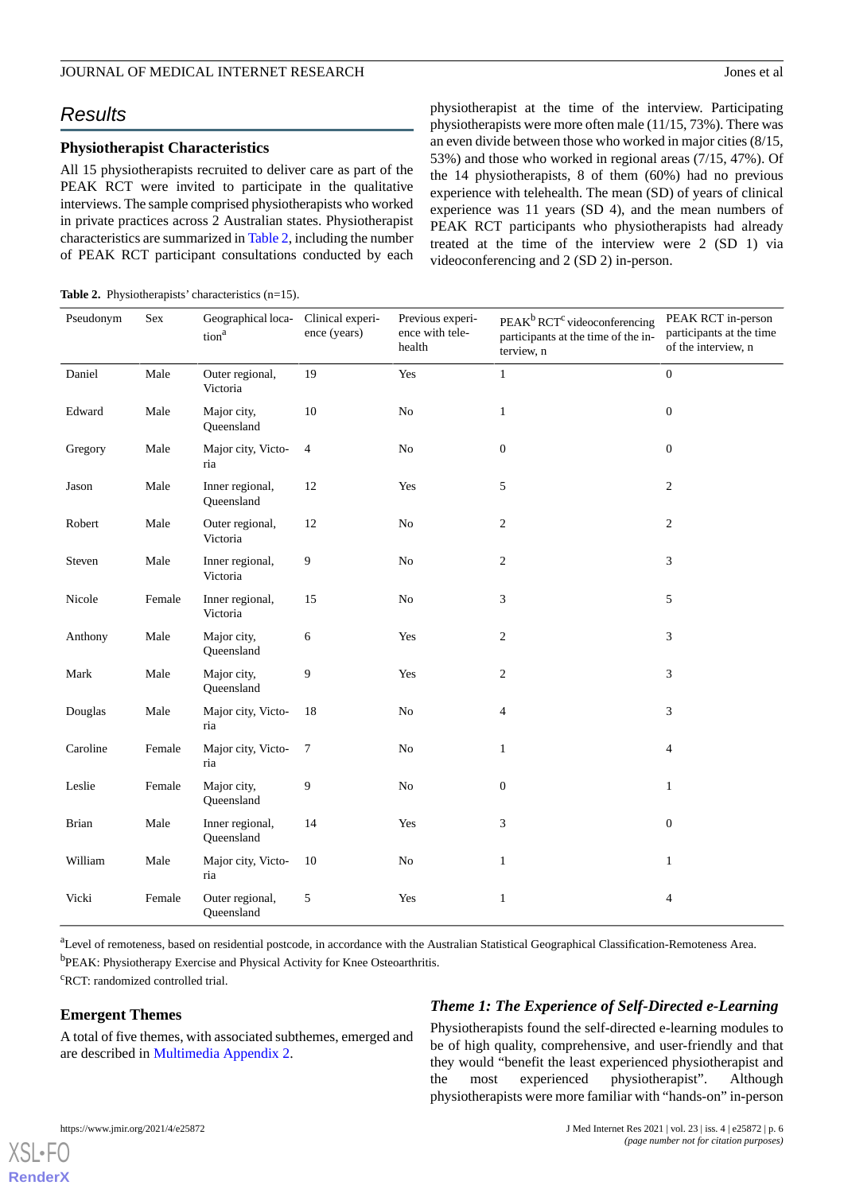## Results

### Physiotherapist Characteristics

All 15 physiotherapists recruited to deliver care as part of the PEAK RCT were invited to participate in the qualitative interviews. The sample comprised physiotherapists who worked in private practices across 2 Australian states. Physiotherapist characteristics are summarized in Table 2, including the number of PEAK RCT participant consultations conducted by each physiotherapist at the time of the interview. Participating physiotherapists were more often male (11/15, 73%). There was an even divide between those who worked in major cities (8/15, 53%) and those who worked in regional areas (7/15, 47%). Of the 14 physiotherapists, 8 of them (60%) had no previous experience with telehealth. The mean (SD) of years of clinical experience was 11 years (SD 4), and the mean numbers of PEAK RCT participants who physiotherapists had already treated at the time of the interview were 2 (SD 1) via videoconferencing and 2 (SD 2) in-person.

**Table 2.** Physiotherapists' characteristics (n=15).

| Pseudonym | Sex | Geographical location[a] | Clinical experience (years) | Previous experience with telehealth | PEAK[b] RCT[c] videoconferencing participants at the time of the interview, n | PEAK RCT in-person participants at the time of the interview, n |
|---|---|---|---|---|---|---|
| Daniel | Male | Outer regional, Victoria | 19 | Yes | 1 | 0 |
| Edward | Male | Major city, Queensland | 10 | No | 1 | 0 |
| Gregory | Male | Major city, Victoria | 4 | No | 0 | 0 |
| Jason | Male | Inner regional, Queensland | 12 | Yes | 5 | 2 |
| Robert | Male | Outer regional, Victoria | 12 | No | 2 | 2 |
| Steven | Male | Inner regional, Victoria | 9 | No | 2 | 3 |
| Nicole | Female | Inner regional, Victoria | 15 | No | 3 | 5 |
| Anthony | Male | Major city, Queensland | 6 | Yes | 2 | 3 |
| Mark | Male | Major city, Queensland | 9 | Yes | 2 | 3 |
| Douglas | Male | Major city, Victoria | 18 | No | 4 | 3 |
| Caroline | Female | Major city, Victoria | 7 | No | 1 | 4 |
| Leslie | Female | Major city, Queensland | 9 | No | 0 | 1 |
| Brian | Male | Inner regional, Queensland | 14 | Yes | 3 | 0 |
| William | Male | Major city, Victoria | 10 | No | 1 | 1 |
| Vicki | Female | Outer regional, Queensland | 5 | Yes | 1 | 4 |

[a]Level of remoteness, based on residential postcode, in accordance with the Australian Statistical Geographical Classification-Remoteness Area.

[b]PEAK: Physiotherapy Exercise and Physical Activity for Knee Osteoarthritis.

[c]RCT: randomized controlled trial.

### Emergent Themes

A total of five themes, with associated subthemes, emerged and are described in Multimedia Appendix 2.

### *Theme 1: The Experience of Self-Directed e-Learning*

Physiotherapists found the self-directed e-learning modules to be of high quality, comprehensive, and user-friendly and that they would "benefit the least experienced physiotherapist and the most experienced physiotherapist". Although physiotherapists were more familiar with "hands-on" in-person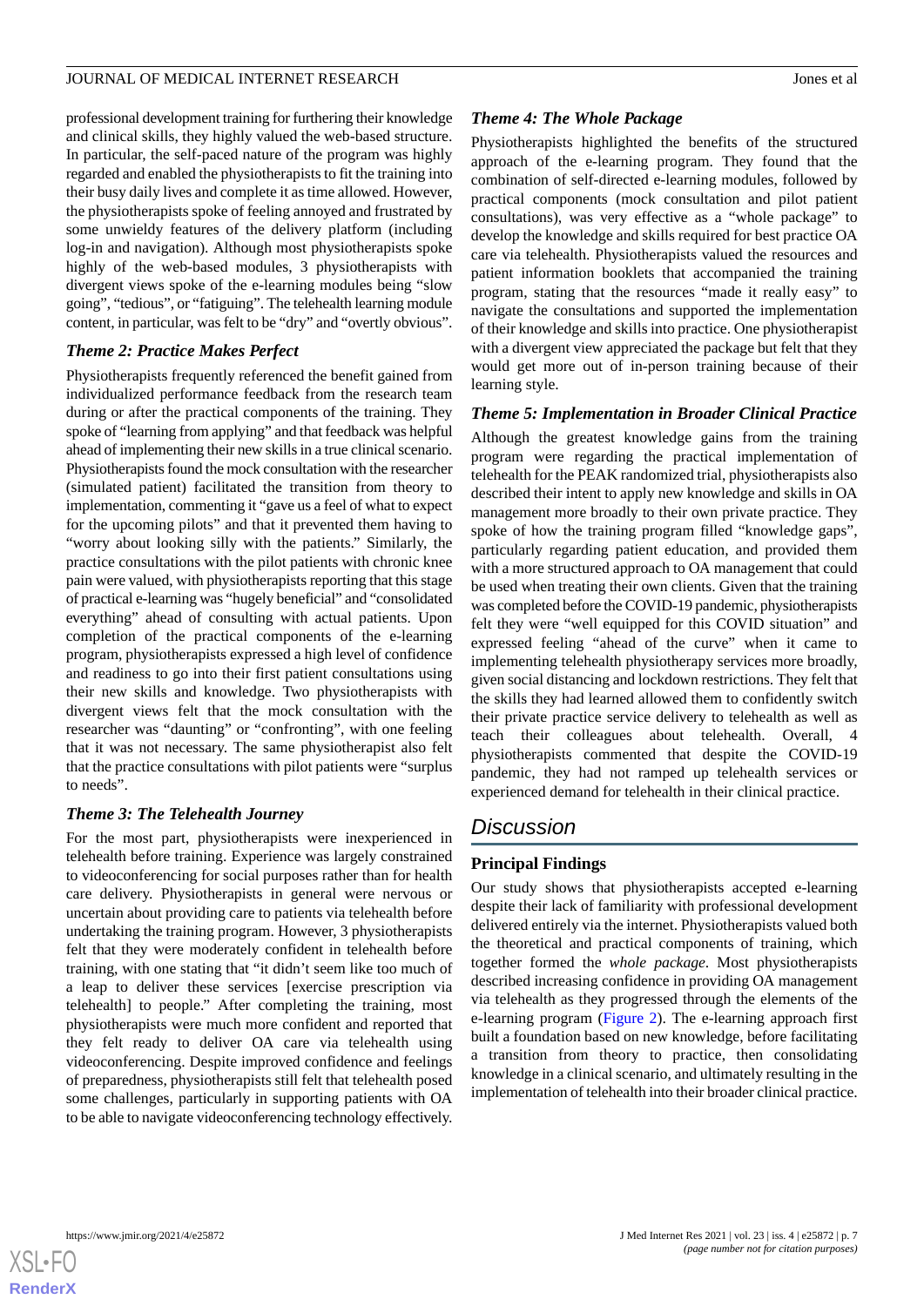professional development training for furthering their knowledge and clinical skills, they highly valued the web-based structure. In particular, the self-paced nature of the program was highly regarded and enabled the physiotherapists to fit the training into their busy daily lives and complete it as time allowed. However, the physiotherapists spoke of feeling annoyed and frustrated by some unwieldy features of the delivery platform (including log-in and navigation). Although most physiotherapists spoke highly of the web-based modules, 3 physiotherapists with divergent views spoke of the e-learning modules being "slow going", "tedious", or "fatiguing". The telehealth learning module content, in particular, was felt to be "dry" and "overtly obvious".

### Theme 2: Practice Makes Perfect

Physiotherapists frequently referenced the benefit gained from individualized performance feedback from the research team during or after the practical components of the training. They spoke of "learning from applying" and that feedback was helpful ahead of implementing their new skills in a true clinical scenario. Physiotherapists found the mock consultation with the researcher (simulated patient) facilitated the transition from theory to implementation, commenting it "gave us a feel of what to expect for the upcoming pilots" and that it prevented them having to "worry about looking silly with the patients." Similarly, the practice consultations with the pilot patients with chronic knee pain were valued, with physiotherapists reporting that this stage of practical e-learning was "hugely beneficial" and "consolidated everything" ahead of consulting with actual patients. Upon completion of the practical components of the e-learning program, physiotherapists expressed a high level of confidence and readiness to go into their first patient consultations using their new skills and knowledge. Two physiotherapists with divergent views felt that the mock consultation with the researcher was "daunting" or "confronting", with one feeling that it was not necessary. The same physiotherapist also felt that the practice consultations with pilot patients were "surplus to needs".

### Theme 3: The Telehealth Journey

For the most part, physiotherapists were inexperienced in telehealth before training. Experience was largely constrained to videoconferencing for social purposes rather than for health care delivery. Physiotherapists in general were nervous or uncertain about providing care to patients via telehealth before undertaking the training program. However, 3 physiotherapists felt that they were moderately confident in telehealth before training, with one stating that "it didn't seem like too much of a leap to deliver these services [exercise prescription via telehealth] to people." After completing the training, most physiotherapists were much more confident and reported that they felt ready to deliver OA care via telehealth using videoconferencing. Despite improved confidence and feelings of preparedness, physiotherapists still felt that telehealth posed some challenges, particularly in supporting patients with OA to be able to navigate videoconferencing technology effectively.

### Theme 4: The Whole Package

Physiotherapists highlighted the benefits of the structured approach of the e-learning program. They found that the combination of self-directed e-learning modules, followed by practical components (mock consultation and pilot patient consultations), was very effective as a "whole package" to develop the knowledge and skills required for best practice OA care via telehealth. Physiotherapists valued the resources and patient information booklets that accompanied the training program, stating that the resources "made it really easy" to navigate the consultations and supported the implementation of their knowledge and skills into practice. One physiotherapist with a divergent view appreciated the package but felt that they would get more out of in-person training because of their learning style.

### Theme 5: Implementation in Broader Clinical Practice

Although the greatest knowledge gains from the training program were regarding the practical implementation of telehealth for the PEAK randomized trial, physiotherapists also described their intent to apply new knowledge and skills in OA management more broadly to their own private practice. They spoke of how the training program filled "knowledge gaps", particularly regarding patient education, and provided them with a more structured approach to OA management that could be used when treating their own clients. Given that the training was completed before the COVID-19 pandemic, physiotherapists felt they were "well equipped for this COVID situation" and expressed feeling "ahead of the curve" when it came to implementing telehealth physiotherapy services more broadly, given social distancing and lockdown restrictions. They felt that the skills they had learned allowed them to confidently switch their private practice service delivery to telehealth as well as teach their colleagues about telehealth. Overall, 4 physiotherapists commented that despite the COVID-19 pandemic, they had not ramped up telehealth services or experienced demand for telehealth in their clinical practice.

## Discussion

### Principal Findings

Our study shows that physiotherapists accepted e-learning despite their lack of familiarity with professional development delivered entirely via the internet. Physiotherapists valued both the theoretical and practical components of training, which together formed the *whole package*. Most physiotherapists described increasing confidence in providing OA management via telehealth as they progressed through the elements of the e-learning program (Figure 2). The e-learning approach first built a foundation based on new knowledge, before facilitating a transition from theory to practice, then consolidating knowledge in a clinical scenario, and ultimately resulting in the implementation of telehealth into their broader clinical practice.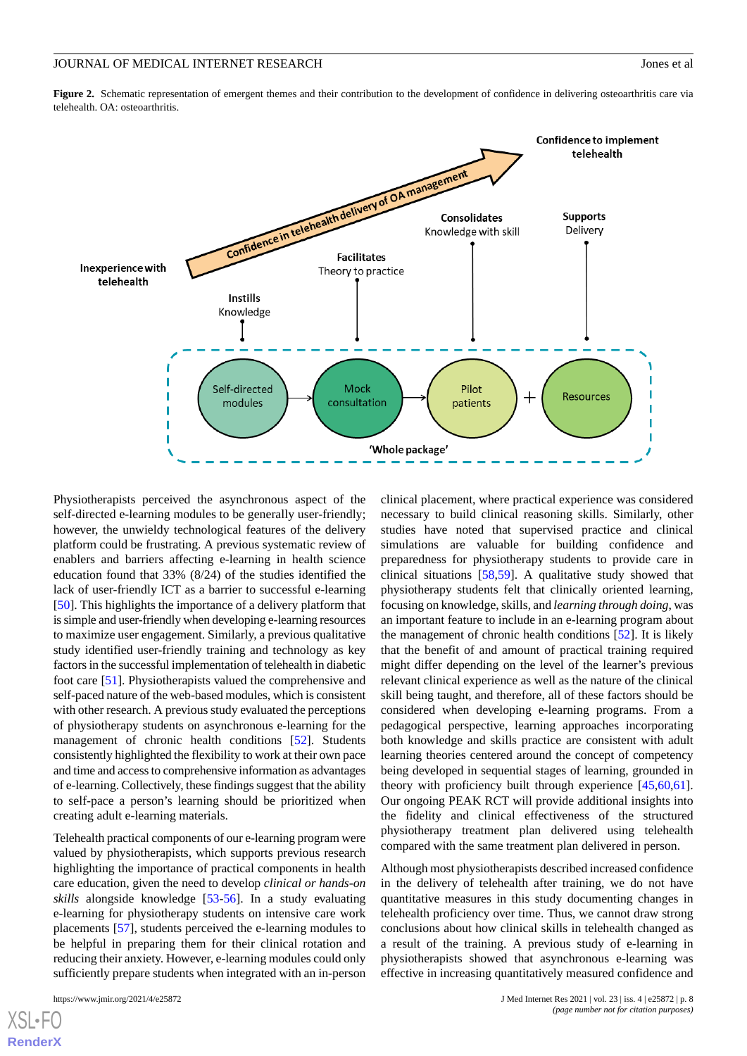**Figure 2.** Schematic representation of emergent themes and their contribution to the development of confidence in delivering osteoarthritis care via telehealth. OA: osteoarthritis.

Physiotherapists perceived the asynchronous aspect of the self-directed e-learning modules to be generally user-friendly; however, the unwieldy technological features of the delivery platform could be frustrating. A previous systematic review of enablers and barriers affecting e-learning in health science education found that 33% (8/24) of the studies identified the lack of user-friendly ICT as a barrier to successful e-learning [50]. This highlights the importance of a delivery platform that is simple and user-friendly when developing e-learning resources to maximize user engagement. Similarly, a previous qualitative study identified user-friendly training and technology as key factors in the successful implementation of telehealth in diabetic foot care [51]. Physiotherapists valued the comprehensive and self-paced nature of the web-based modules, which is consistent with other research. A previous study evaluated the perceptions of physiotherapy students on asynchronous e-learning for the management of chronic health conditions [52]. Students consistently highlighted the flexibility to work at their own pace and time and access to comprehensive information as advantages of e-learning. Collectively, these findings suggest that the ability to self-pace a person's learning should be prioritized when creating adult e-learning materials.

Telehealth practical components of our e-learning program were valued by physiotherapists, which supports previous research highlighting the importance of practical components in health care education, given the need to develop *clinical or hands-on skills* alongside knowledge [53-56]. In a study evaluating e-learning for physiotherapy students on intensive care work placements [57], students perceived the e-learning modules to be helpful in preparing them for their clinical rotation and reducing their anxiety. However, e-learning modules could only sufficiently prepare students when integrated with an in-person clinical placement, where practical experience was considered necessary to build clinical reasoning skills. Similarly, other studies have noted that supervised practice and clinical simulations are valuable for building confidence and preparedness for physiotherapy students to provide care in clinical situations [58,59]. A qualitative study showed that physiotherapy students felt that clinically oriented learning, focusing on knowledge, skills, and *learning through doing*, was an important feature to include in an e-learning program about the management of chronic health conditions [52]. It is likely that the benefit of and amount of practical training required might differ depending on the level of the learner's previous relevant clinical experience as well as the nature of the clinical skill being taught, and therefore, all of these factors should be considered when developing e-learning programs. From a pedagogical perspective, learning approaches incorporating both knowledge and skills practice are consistent with adult learning theories centered around the concept of competency being developed in sequential stages of learning, grounded in theory with proficiency built through experience [45,60,61]. Our ongoing PEAK RCT will provide additional insights into the fidelity and clinical effectiveness of the structured physiotherapy treatment plan delivered using telehealth compared with the same treatment plan delivered in person.

Although most physiotherapists described increased confidence in the delivery of telehealth after training, we do not have quantitative measures in this study documenting changes in telehealth proficiency over time. Thus, we cannot draw strong conclusions about how clinical skills in telehealth changed as a result of the training. A previous study of e-learning in physiotherapists showed that asynchronous e-learning was effective in increasing quantitatively measured confidence and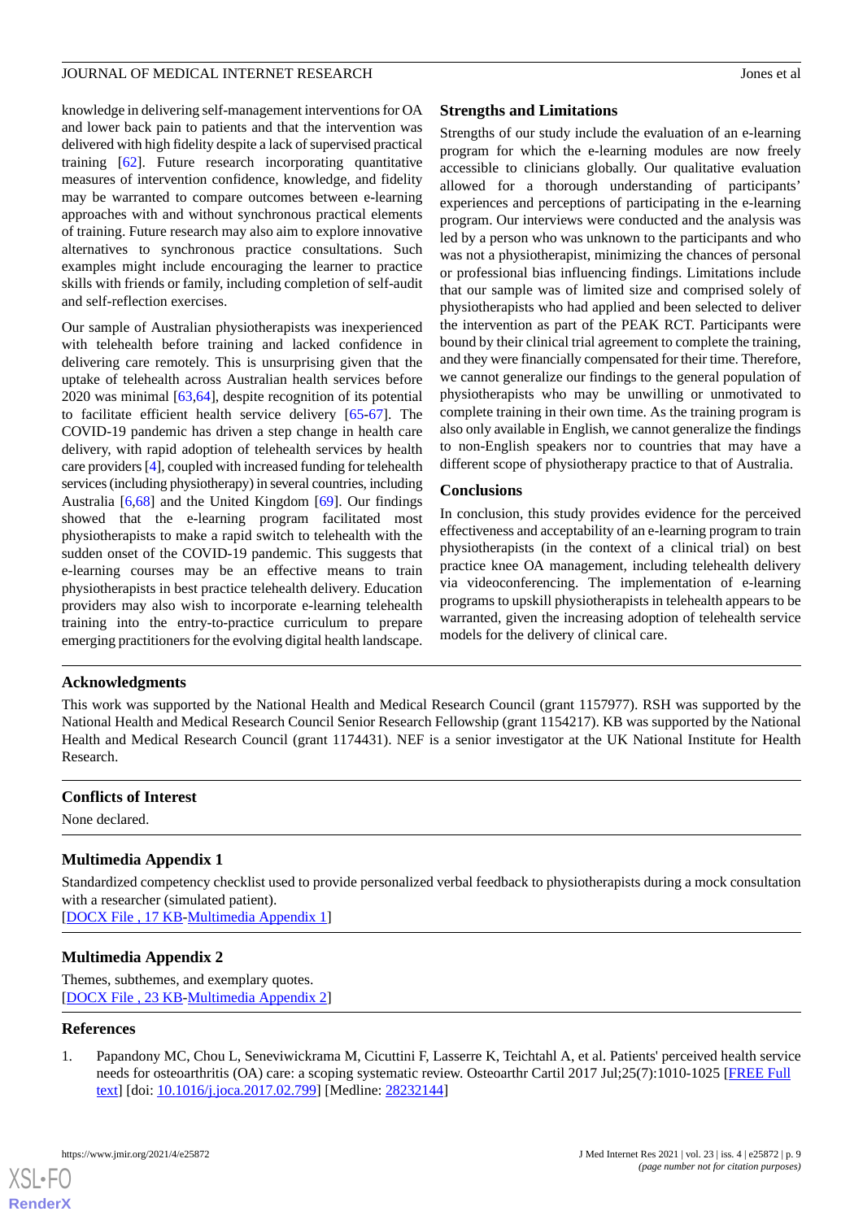knowledge in delivering self-management interventions for OA and lower back pain to patients and that the intervention was delivered with high fidelity despite a lack of supervised practical training [62]. Future research incorporating quantitative measures of intervention confidence, knowledge, and fidelity may be warranted to compare outcomes between e-learning approaches with and without synchronous practical elements of training. Future research may also aim to explore innovative alternatives to synchronous practice consultations. Such examples might include encouraging the learner to practice skills with friends or family, including completion of self-audit and self-reflection exercises.

Our sample of Australian physiotherapists was inexperienced with telehealth before training and lacked confidence in delivering care remotely. This is unsurprising given that the uptake of telehealth across Australian health services before 2020 was minimal [63,64], despite recognition of its potential to facilitate efficient health service delivery [65-67]. The COVID-19 pandemic has driven a step change in health care delivery, with rapid adoption of telehealth services by health care providers [4], coupled with increased funding for telehealth services (including physiotherapy) in several countries, including Australia [6,68] and the United Kingdom [69]. Our findings showed that the e-learning program facilitated most physiotherapists to make a rapid switch to telehealth with the sudden onset of the COVID-19 pandemic. This suggests that e-learning courses may be an effective means to train physiotherapists in best practice telehealth delivery. Education providers may also wish to incorporate e-learning telehealth training into the entry-to-practice curriculum to prepare emerging practitioners for the evolving digital health landscape.

## Strengths and Limitations

Strengths of our study include the evaluation of an e-learning program for which the e-learning modules are now freely accessible to clinicians globally. Our qualitative evaluation allowed for a thorough understanding of participants' experiences and perceptions of participating in the e-learning program. Our interviews were conducted and the analysis was led by a person who was unknown to the participants and who was not a physiotherapist, minimizing the chances of personal or professional bias influencing findings. Limitations include that our sample was of limited size and comprised solely of physiotherapists who had applied and been selected to deliver the intervention as part of the PEAK RCT. Participants were bound by their clinical trial agreement to complete the training, and they were financially compensated for their time. Therefore, we cannot generalize our findings to the general population of physiotherapists who may be unwilling or unmotivated to complete training in their own time. As the training program is also only available in English, we cannot generalize the findings to non-English speakers nor to countries that may have a different scope of physiotherapy practice to that of Australia.

## Conclusions

In conclusion, this study provides evidence for the perceived effectiveness and acceptability of an e-learning program to train physiotherapists (in the context of a clinical trial) on best practice knee OA management, including telehealth delivery via videoconferencing. The implementation of e-learning programs to upskill physiotherapists in telehealth appears to be warranted, given the increasing adoption of telehealth service models for the delivery of clinical care.

## Acknowledgments

This work was supported by the National Health and Medical Research Council (grant 1157977). RSH was supported by the National Health and Medical Research Council Senior Research Fellowship (grant 1154217). KB was supported by the National Health and Medical Research Council (grant 1174431). NEF is a senior investigator at the UK National Institute for Health Research.

## Conflicts of Interest

None declared.

## Multimedia Appendix 1

Standardized competency checklist used to provide personalized verbal feedback to physiotherapists during a mock consultation with a researcher (simulated patient).

[DOCX File , 17 KB-Multimedia Appendix 1]

## Multimedia Appendix 2

Themes, subthemes, and exemplary quotes.

[DOCX File , 23 KB-Multimedia Appendix 2]

## References

1. Papandony MC, Chou L, Seneviwickrama M, Cicuttini F, Lasserre K, Teichtahl A, et al. Patients' perceived health service needs for osteoarthritis (OA) care: a scoping systematic review. Osteoarthr Cartil 2017 Jul;25(7):1010-1025 [FREE Full text] [doi: 10.1016/j.joca.2017.02.799] [Medline: 28232144]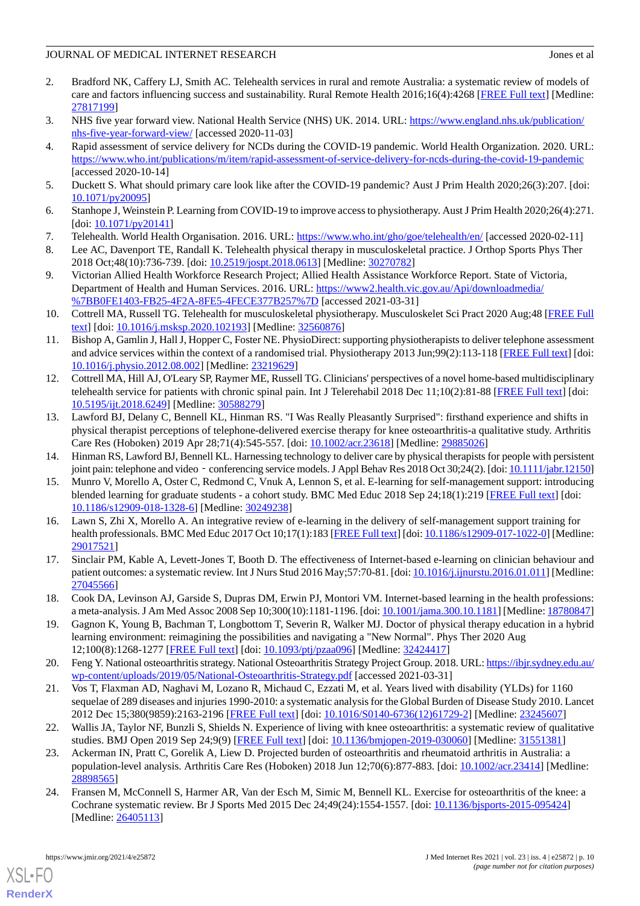2. Bradford NK, Caffery LJ, Smith AC. Telehealth services in rural and remote Australia: a systematic review of models of care and factors influencing success and sustainability. Rural Remote Health 2016;16(4):4268 [FREE Full text] [Medline: 27817199]
3. NHS five year forward view. National Health Service (NHS) UK. 2014. URL: https://www.england.nhs.uk/publication/nhs-five-year-forward-view/ [accessed 2020-11-03]
4. Rapid assessment of service delivery for NCDs during the COVID-19 pandemic. World Health Organization. 2020. URL: https://www.who.int/publications/m/item/rapid-assessment-of-service-delivery-for-ncds-during-the-covid-19-pandemic [accessed 2020-10-14]
5. Duckett S. What should primary care look like after the COVID-19 pandemic? Aust J Prim Health 2020;26(3):207. [doi: 10.1071/py20095]
6. Stanhope J, Weinstein P. Learning from COVID-19 to improve access to physiotherapy. Aust J Prim Health 2020;26(4):271. [doi: 10.1071/py20141]
7. Telehealth. World Health Organisation. 2016. URL: https://www.who.int/gho/goe/telehealth/en/ [accessed 2020-02-11]
8. Lee AC, Davenport TE, Randall K. Telehealth physical therapy in musculoskeletal practice. J Orthop Sports Phys Ther 2018 Oct;48(10):736-739. [doi: 10.2519/jospt.2018.0613] [Medline: 30270782]
9. Victorian Allied Health Workforce Research Project; Allied Health Assistance Workforce Report. State of Victoria, Department of Health and Human Services. 2016. URL: https://www2.health.vic.gov.au/Api/downloadmedia/%7BB0FE1403-FB25-4F2A-8FE5-4FECE377B257%7D [accessed 2021-03-31]
10. Cottrell MA, Russell TG. Telehealth for musculoskeletal physiotherapy. Musculoskelet Sci Pract 2020 Aug;48 [FREE Full text] [doi: 10.1016/j.msksp.2020.102193] [Medline: 32560876]
11. Bishop A, Gamlin J, Hall J, Hopper C, Foster NE. PhysioDirect: supporting physiotherapists to deliver telephone assessment and advice services within the context of a randomised trial. Physiotherapy 2013 Jun;99(2):113-118 [FREE Full text] [doi: 10.1016/j.physio.2012.08.002] [Medline: 23219629]
12. Cottrell MA, Hill AJ, O'Leary SP, Raymer ME, Russell TG. Clinicians' perspectives of a novel home-based multidisciplinary telehealth service for patients with chronic spinal pain. Int J Telerehabil 2018 Dec 11;10(2):81-88 [FREE Full text] [doi: 10.5195/ijt.2018.6249] [Medline: 30588279]
13. Lawford BJ, Delany C, Bennell KL, Hinman RS. "I Was Really Pleasantly Surprised": firsthand experience and shifts in physical therapist perceptions of telephone-delivered exercise therapy for knee osteoarthritis-a qualitative study. Arthritis Care Res (Hoboken) 2019 Apr 28;71(4):545-557. [doi: 10.1002/acr.23618] [Medline: 29885026]
14. Hinman RS, Lawford BJ, Bennell KL. Harnessing technology to deliver care by physical therapists for people with persistent joint pain: telephone and video‐conferencing service models. J Appl Behav Res 2018 Oct 30;24(2). [doi: 10.1111/jabr.12150]
15. Munro V, Morello A, Oster C, Redmond C, Vnuk A, Lennon S, et al. E-learning for self-management support: introducing blended learning for graduate students - a cohort study. BMC Med Educ 2018 Sep 24;18(1):219 [FREE Full text] [doi: 10.1186/s12909-018-1328-6] [Medline: 30249238]
16. Lawn S, Zhi X, Morello A. An integrative review of e-learning in the delivery of self-management support training for health professionals. BMC Med Educ 2017 Oct 10;17(1):183 [FREE Full text] [doi: 10.1186/s12909-017-1022-0] [Medline: 29017521]
17. Sinclair PM, Kable A, Levett-Jones T, Booth D. The effectiveness of Internet-based e-learning on clinician behaviour and patient outcomes: a systematic review. Int J Nurs Stud 2016 May;57:70-81. [doi: 10.1016/j.ijnurstu.2016.01.011] [Medline: 27045566]
18. Cook DA, Levinson AJ, Garside S, Dupras DM, Erwin PJ, Montori VM. Internet-based learning in the health professions: a meta-analysis. J Am Med Assoc 2008 Sep 10;300(10):1181-1196. [doi: 10.1001/jama.300.10.1181] [Medline: 18780847]
19. Gagnon K, Young B, Bachman T, Longbottom T, Severin R, Walker MJ. Doctor of physical therapy education in a hybrid learning environment: reimagining the possibilities and navigating a "New Normal". Phys Ther 2020 Aug 12;100(8):1268-1277 [FREE Full text] [doi: 10.1093/ptj/pzaa096] [Medline: 32424417]
20. Feng Y. National osteoarthritis strategy. National Osteoarthritis Strategy Project Group. 2018. URL: https://ibjr.sydney.edu.au/wp-content/uploads/2019/05/National-Osteoarthritis-Strategy.pdf [accessed 2021-03-31]
21. Vos T, Flaxman AD, Naghavi M, Lozano R, Michaud C, Ezzati M, et al. Years lived with disability (YLDs) for 1160 sequelae of 289 diseases and injuries 1990-2010: a systematic analysis for the Global Burden of Disease Study 2010. Lancet 2012 Dec 15;380(9859):2163-2196 [FREE Full text] [doi: 10.1016/S0140-6736(12)61729-2] [Medline: 23245607]
22. Wallis JA, Taylor NF, Bunzli S, Shields N. Experience of living with knee osteoarthritis: a systematic review of qualitative studies. BMJ Open 2019 Sep 24;9(9) [FREE Full text] [doi: 10.1136/bmjopen-2019-030060] [Medline: 31551381]
23. Ackerman IN, Pratt C, Gorelik A, Liew D. Projected burden of osteoarthritis and rheumatoid arthritis in Australia: a population-level analysis. Arthritis Care Res (Hoboken) 2018 Jun 12;70(6):877-883. [doi: 10.1002/acr.23414] [Medline: 28898565]
24. Fransen M, McConnell S, Harmer AR, Van der Esch M, Simic M, Bennell KL. Exercise for osteoarthritis of the knee: a Cochrane systematic review. Br J Sports Med 2015 Dec 24;49(24):1554-1557. [doi: 10.1136/bjsports-2015-095424] [Medline: 26405113]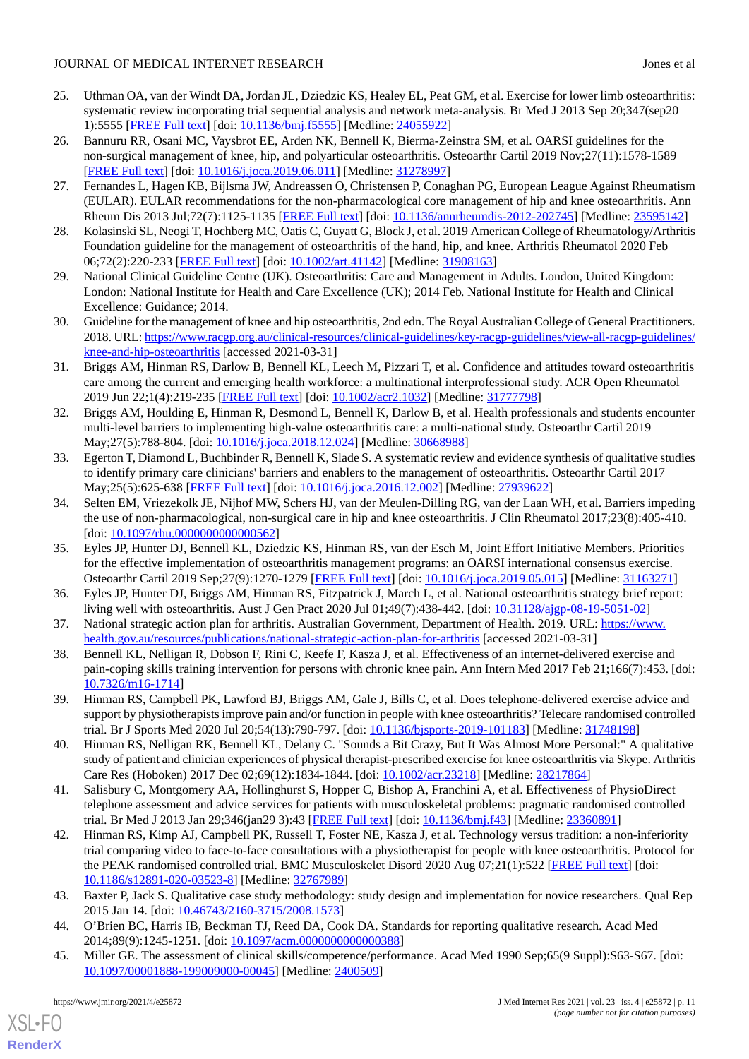25. Uthman OA, van der Windt DA, Jordan JL, Dziedzic KS, Healey EL, Peat GM, et al. Exercise for lower limb osteoarthritis: systematic review incorporating trial sequential analysis and network meta-analysis. Br Med J 2013 Sep 20;347(sep20 1):5555 [FREE Full text] [doi: 10.1136/bmj.f5555] [Medline: 24055922]
26. Bannuru RR, Osani MC, Vaysbrot EE, Arden NK, Bennell K, Bierma-Zeinstra SM, et al. OARSI guidelines for the non-surgical management of knee, hip, and polyarticular osteoarthritis. Osteoarthr Cartil 2019 Nov;27(11):1578-1589 [FREE Full text] [doi: 10.1016/j.joca.2019.06.011] [Medline: 31278997]
27. Fernandes L, Hagen KB, Bijlsma JW, Andreassen O, Christensen P, Conaghan PG, European League Against Rheumatism (EULAR). EULAR recommendations for the non-pharmacological core management of hip and knee osteoarthritis. Ann Rheum Dis 2013 Jul;72(7):1125-1135 [FREE Full text] [doi: 10.1136/annrheumdis-2012-202745] [Medline: 23595142]
28. Kolasinski SL, Neogi T, Hochberg MC, Oatis C, Guyatt G, Block J, et al. 2019 American College of Rheumatology/Arthritis Foundation guideline for the management of osteoarthritis of the hand, hip, and knee. Arthritis Rheumatol 2020 Feb 06;72(2):220-233 [FREE Full text] [doi: 10.1002/art.41142] [Medline: 31908163]
29. National Clinical Guideline Centre (UK). Osteoarthritis: Care and Management in Adults. London, United Kingdom: London: National Institute for Health and Care Excellence (UK); 2014 Feb. National Institute for Health and Clinical Excellence: Guidance; 2014.
30. Guideline for the management of knee and hip osteoarthritis, 2nd edn. The Royal Australian College of General Practitioners. 2018. URL: https://www.racgp.org.au/clinical-resources/clinical-guidelines/key-racgp-guidelines/view-all-racgp-guidelines/knee-and-hip-osteoarthritis [accessed 2021-03-31]
31. Briggs AM, Hinman RS, Darlow B, Bennell KL, Leech M, Pizzari T, et al. Confidence and attitudes toward osteoarthritis care among the current and emerging health workforce: a multinational interprofessional study. ACR Open Rheumatol 2019 Jun 22;1(4):219-235 [FREE Full text] [doi: 10.1002/acr2.1032] [Medline: 31777798]
32. Briggs AM, Houlding E, Hinman R, Desmond L, Bennell K, Darlow B, et al. Health professionals and students encounter multi-level barriers to implementing high-value osteoarthritis care: a multi-national study. Osteoarthr Cartil 2019 May;27(5):788-804. [doi: 10.1016/j.joca.2018.12.024] [Medline: 30668988]
33. Egerton T, Diamond L, Buchbinder R, Bennell K, Slade S. A systematic review and evidence synthesis of qualitative studies to identify primary care clinicians' barriers and enablers to the management of osteoarthritis. Osteoarthr Cartil 2017 May;25(5):625-638 [FREE Full text] [doi: 10.1016/j.joca.2016.12.002] [Medline: 27939622]
34. Selten EM, Vriezekolk JE, Nijhof MW, Schers HJ, van der Meulen-Dilling RG, van der Laan WH, et al. Barriers impeding the use of non-pharmacological, non-surgical care in hip and knee osteoarthritis. J Clin Rheumatol 2017;23(8):405-410. [doi: 10.1097/rhu.0000000000000562]
35. Eyles JP, Hunter DJ, Bennell KL, Dziedzic KS, Hinman RS, van der Esch M, Joint Effort Initiative Members. Priorities for the effective implementation of osteoarthritis management programs: an OARSI international consensus exercise. Osteoarthr Cartil 2019 Sep;27(9):1270-1279 [FREE Full text] [doi: 10.1016/j.joca.2019.05.015] [Medline: 31163271]
36. Eyles JP, Hunter DJ, Briggs AM, Hinman RS, Fitzpatrick J, March L, et al. National osteoarthritis strategy brief report: living well with osteoarthritis. Aust J Gen Pract 2020 Jul 01;49(7):438-442. [doi: 10.31128/ajgp-08-19-5051-02]
37. National strategic action plan for arthritis. Australian Government, Department of Health. 2019. URL: https://www.health.gov.au/resources/publications/national-strategic-action-plan-for-arthritis [accessed 2021-03-31]
38. Bennell KL, Nelligan R, Dobson F, Rini C, Keefe F, Kasza J, et al. Effectiveness of an internet-delivered exercise and pain-coping skills training intervention for persons with chronic knee pain. Ann Intern Med 2017 Feb 21;166(7):453. [doi: 10.7326/m16-1714]
39. Hinman RS, Campbell PK, Lawford BJ, Briggs AM, Gale J, Bills C, et al. Does telephone-delivered exercise advice and support by physiotherapists improve pain and/or function in people with knee osteoarthritis? Telecare randomised controlled trial. Br J Sports Med 2020 Jul 20;54(13):790-797. [doi: 10.1136/bjsports-2019-101183] [Medline: 31748198]
40. Hinman RS, Nelligan RK, Bennell KL, Delany C. "Sounds a Bit Crazy, But It Was Almost More Personal:" A qualitative study of patient and clinician experiences of physical therapist-prescribed exercise for knee osteoarthritis via Skype. Arthritis Care Res (Hoboken) 2017 Dec 02;69(12):1834-1844. [doi: 10.1002/acr.23218] [Medline: 28217864]
41. Salisbury C, Montgomery AA, Hollinghurst S, Hopper C, Bishop A, Franchini A, et al. Effectiveness of PhysioDirect telephone assessment and advice services for patients with musculoskeletal problems: pragmatic randomised controlled trial. Br Med J 2013 Jan 29;346(jan29 3):43 [FREE Full text] [doi: 10.1136/bmj.f43] [Medline: 23360891]
42. Hinman RS, Kimp AJ, Campbell PK, Russell T, Foster NE, Kasza J, et al. Technology versus tradition: a non-inferiority trial comparing video to face-to-face consultations with a physiotherapist for people with knee osteoarthritis. Protocol for the PEAK randomised controlled trial. BMC Musculoskelet Disord 2020 Aug 07;21(1):522 [FREE Full text] [doi: 10.1186/s12891-020-03523-8] [Medline: 32767989]
43. Baxter P, Jack S. Qualitative case study methodology: study design and implementation for novice researchers. Qual Rep 2015 Jan 14. [doi: 10.46743/2160-3715/2008.1573]
44. O'Brien BC, Harris IB, Beckman TJ, Reed DA, Cook DA. Standards for reporting qualitative research. Acad Med 2014;89(9):1245-1251. [doi: 10.1097/acm.0000000000000388]
45. Miller GE. The assessment of clinical skills/competence/performance. Acad Med 1990 Sep;65(9 Suppl):S63-S67. [doi: 10.1097/00001888-199009000-00045] [Medline: 2400509]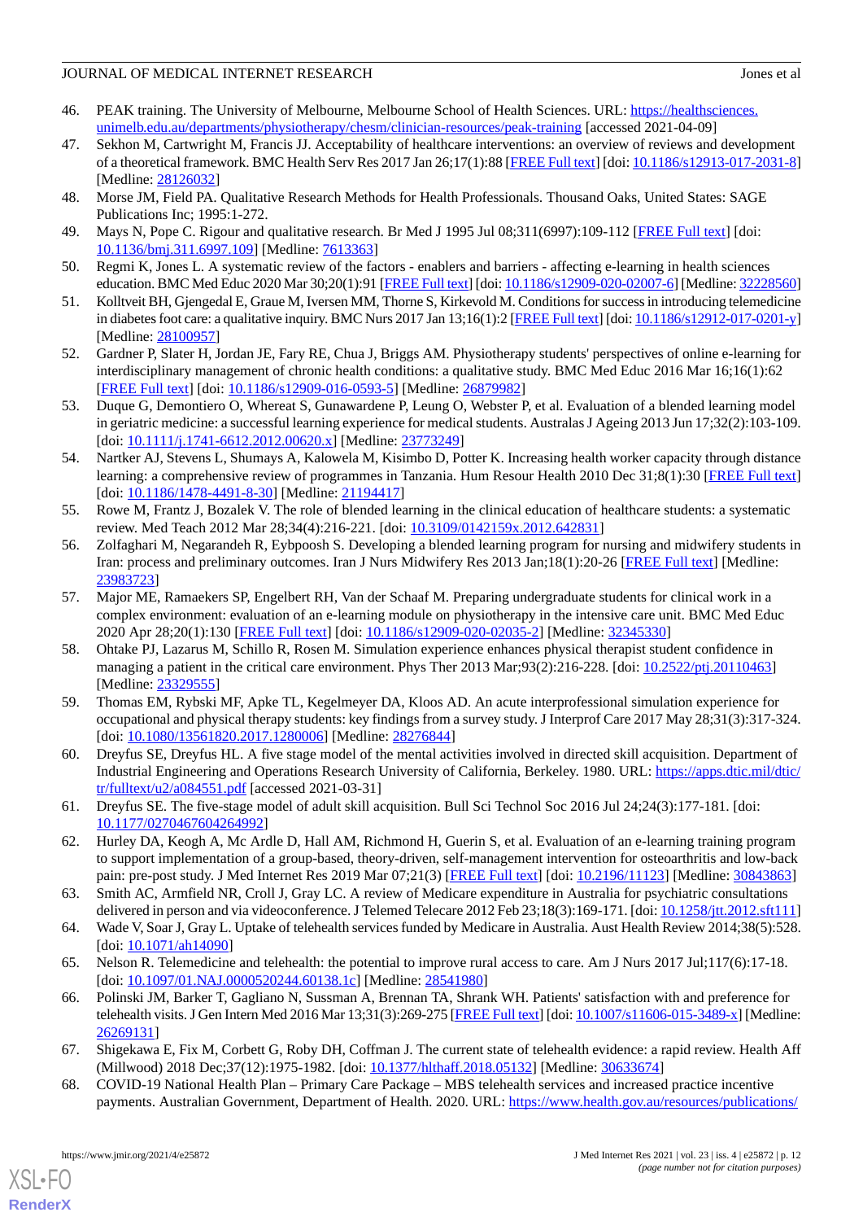46. PEAK training. The University of Melbourne, Melbourne School of Health Sciences. URL: https://healthsciences.unimelb.edu.au/departments/physiotherapy/chesm/clinician-resources/peak-training [accessed 2021-04-09]
47. Sekhon M, Cartwright M, Francis JJ. Acceptability of healthcare interventions: an overview of reviews and development of a theoretical framework. BMC Health Serv Res 2017 Jan 26;17(1):88 [FREE Full text] [doi: 10.1186/s12913-017-2031-8] [Medline: 28126032]
48. Morse JM, Field PA. Qualitative Research Methods for Health Professionals. Thousand Oaks, United States: SAGE Publications Inc; 1995:1-272.
49. Mays N, Pope C. Rigour and qualitative research. Br Med J 1995 Jul 08;311(6997):109-112 [FREE Full text] [doi: 10.1136/bmj.311.6997.109] [Medline: 7613363]
50. Regmi K, Jones L. A systematic review of the factors - enablers and barriers - affecting e-learning in health sciences education. BMC Med Educ 2020 Mar 30;20(1):91 [FREE Full text] [doi: 10.1186/s12909-020-02007-6] [Medline: 32228560]
51. Kolltveit BH, Gjengedal E, Graue M, Iversen MM, Thorne S, Kirkevold M. Conditions for success in introducing telemedicine in diabetes foot care: a qualitative inquiry. BMC Nurs 2017 Jan 13;16(1):2 [FREE Full text] [doi: 10.1186/s12912-017-0201-y] [Medline: 28100957]
52. Gardner P, Slater H, Jordan JE, Fary RE, Chua J, Briggs AM. Physiotherapy students' perspectives of online e-learning for interdisciplinary management of chronic health conditions: a qualitative study. BMC Med Educ 2016 Mar 16;16(1):62 [FREE Full text] [doi: 10.1186/s12909-016-0593-5] [Medline: 26879982]
53. Duque G, Demontiero O, Whereat S, Gunawardene P, Leung O, Webster P, et al. Evaluation of a blended learning model in geriatric medicine: a successful learning experience for medical students. Australas J Ageing 2013 Jun 17;32(2):103-109. [doi: 10.1111/j.1741-6612.2012.00620.x] [Medline: 23773249]
54. Nartker AJ, Stevens L, Shumays A, Kalowela M, Kisimbo D, Potter K. Increasing health worker capacity through distance learning: a comprehensive review of programmes in Tanzania. Hum Resour Health 2010 Dec 31;8(1):30 [FREE Full text] [doi: 10.1186/1478-4491-8-30] [Medline: 21194417]
55. Rowe M, Frantz J, Bozalek V. The role of blended learning in the clinical education of healthcare students: a systematic review. Med Teach 2012 Mar 28;34(4):216-221. [doi: 10.3109/0142159x.2012.642831]
56. Zolfaghari M, Negarandeh R, Eybpoosh S. Developing a blended learning program for nursing and midwifery students in Iran: process and preliminary outcomes. Iran J Nurs Midwifery Res 2013 Jan;18(1):20-26 [FREE Full text] [Medline: 23983723]
57. Major ME, Ramaekers SP, Engelbert RH, Van der Schaaf M. Preparing undergraduate students for clinical work in a complex environment: evaluation of an e-learning module on physiotherapy in the intensive care unit. BMC Med Educ 2020 Apr 28;20(1):130 [FREE Full text] [doi: 10.1186/s12909-020-02035-2] [Medline: 32345330]
58. Ohtake PJ, Lazarus M, Schillo R, Rosen M. Simulation experience enhances physical therapist student confidence in managing a patient in the critical care environment. Phys Ther 2013 Mar;93(2):216-228. [doi: 10.2522/ptj.20110463] [Medline: 23329555]
59. Thomas EM, Rybski MF, Apke TL, Kegelmeyer DA, Kloos AD. An acute interprofessional simulation experience for occupational and physical therapy students: key findings from a survey study. J Interprof Care 2017 May 28;31(3):317-324. [doi: 10.1080/13561820.2017.1280006] [Medline: 28276844]
60. Dreyfus SE, Dreyfus HL. A five stage model of the mental activities involved in directed skill acquisition. Department of Industrial Engineering and Operations Research University of California, Berkeley. 1980. URL: https://apps.dtic.mil/dtic/tr/fulltext/u2/a084551.pdf [accessed 2021-03-31]
61. Dreyfus SE. The five-stage model of adult skill acquisition. Bull Sci Technol Soc 2016 Jul 24;24(3):177-181. [doi: 10.1177/0270467604264992]
62. Hurley DA, Keogh A, Mc Ardle D, Hall AM, Richmond H, Guerin S, et al. Evaluation of an e-learning training program to support implementation of a group-based, theory-driven, self-management intervention for osteoarthritis and low-back pain: pre-post study. J Med Internet Res 2019 Mar 07;21(3) [FREE Full text] [doi: 10.2196/11123] [Medline: 30843863]
63. Smith AC, Armfield NR, Croll J, Gray LC. A review of Medicare expenditure in Australia for psychiatric consultations delivered in person and via videoconference. J Telemed Telecare 2012 Feb 23;18(3):169-171. [doi: 10.1258/jtt.2012.sft111]
64. Wade V, Soar J, Gray L. Uptake of telehealth services funded by Medicare in Australia. Aust Health Review 2014;38(5):528. [doi: 10.1071/ah14090]
65. Nelson R. Telemedicine and telehealth: the potential to improve rural access to care. Am J Nurs 2017 Jul;117(6):17-18. [doi: 10.1097/01.NAJ.0000520244.60138.1c] [Medline: 28541980]
66. Polinski JM, Barker T, Gagliano N, Sussman A, Brennan TA, Shrank WH. Patients' satisfaction with and preference for telehealth visits. J Gen Intern Med 2016 Mar 13;31(3):269-275 [FREE Full text] [doi: 10.1007/s11606-015-3489-x] [Medline: 26269131]
67. Shigekawa E, Fix M, Corbett G, Roby DH, Coffman J. The current state of telehealth evidence: a rapid review. Health Aff (Millwood) 2018 Dec;37(12):1975-1982. [doi: 10.1377/hlthaff.2018.05132] [Medline: 30633674]
68. COVID-19 National Health Plan – Primary Care Package – MBS telehealth services and increased practice incentive payments. Australian Government, Department of Health. 2020. URL: https://www.health.gov.au/resources/publications/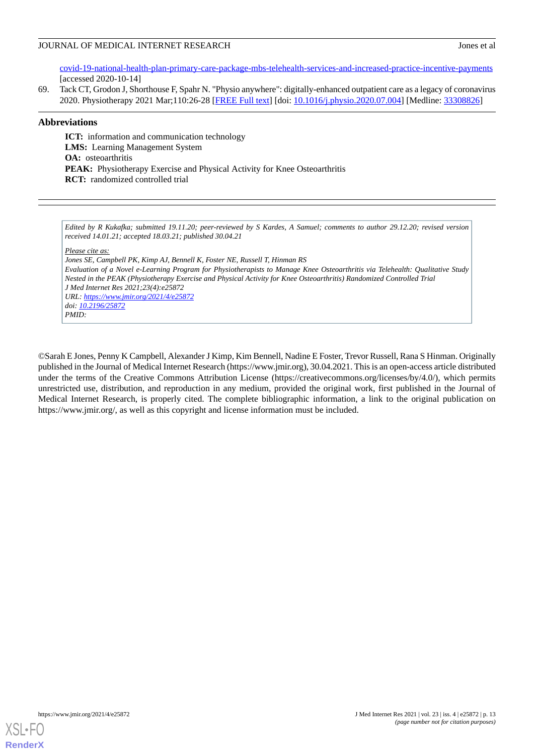covid-19-national-health-plan-primary-care-package-mbs-telehealth-services-and-increased-practice-incentive-payments [accessed 2020-10-14]

69. Tack CT, Grodon J, Shorthouse F, Spahr N. "Physio anywhere": digitally-enhanced outpatient care as a legacy of coronavirus 2020. Physiotherapy 2021 Mar;110:26-28 [FREE Full text] [doi: 10.1016/j.physio.2020.07.004] [Medline: 33308826]

## Abbreviations

**ICT:** information and communication technology
**LMS:** Learning Management System
**OA:** osteoarthritis
**PEAK:** Physiotherapy Exercise and Physical Activity for Knee Osteoarthritis
**RCT:** randomized controlled trial

*Edited by R Kukafka; submitted 19.11.20; peer-reviewed by S Kardes, A Samuel; comments to author 29.12.20; revised version received 14.01.21; accepted 18.03.21; published 30.04.21*

*Please cite as:*
*Jones SE, Campbell PK, Kimp AJ, Bennell K, Foster NE, Russell T, Hinman RS*
*Evaluation of a Novel e-Learning Program for Physiotherapists to Manage Knee Osteoarthritis via Telehealth: Qualitative Study Nested in the PEAK (Physiotherapy Exercise and Physical Activity for Knee Osteoarthritis) Randomized Controlled Trial*
*J Med Internet Res 2021;23(4):e25872*
*URL: https://www.jmir.org/2021/4/e25872*
*doi: 10.2196/25872*
*PMID:*

©Sarah E Jones, Penny K Campbell, Alexander J Kimp, Kim Bennell, Nadine E Foster, Trevor Russell, Rana S Hinman. Originally published in the Journal of Medical Internet Research (https://www.jmir.org), 30.04.2021. This is an open-access article distributed under the terms of the Creative Commons Attribution License (https://creativecommons.org/licenses/by/4.0/), which permits unrestricted use, distribution, and reproduction in any medium, provided the original work, first published in the Journal of Medical Internet Research, is properly cited. The complete bibliographic information, a link to the original publication on https://www.jmir.org/, as well as this copyright and license information must be included.